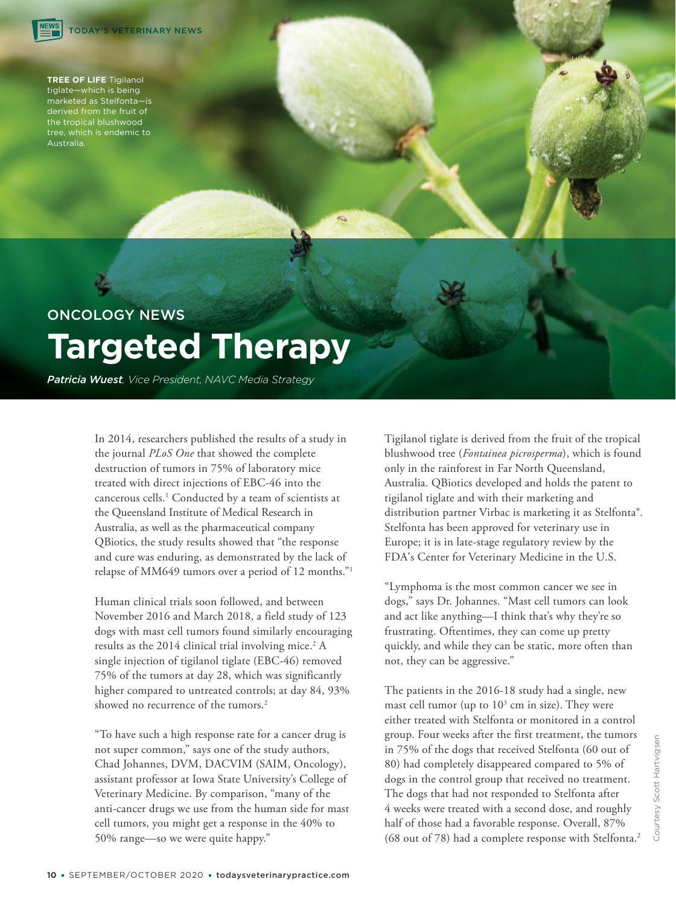TREE OF LIFE Tigilanol tiglate—which is being marketed as Stelfonta—is derived from the fruit of the tropical blushwood tree, which is endemic to Australia.

ONCOLOGY NEWS

# Targeted Therapy

***Patricia Wuest**, Vice President, NAVC Media Strategy*

In 2014, researchers published the results of a study in the journal *PLoS One* that showed the complete destruction of tumors in 75% of laboratory mice treated with direct injections of EBC-46 into the cancerous cells.[1] Conducted by a team of scientists at the Queensland Institute of Medical Research in Australia, as well as the pharmaceutical company QBiotics, the study results showed that "the response and cure was enduring, as demonstrated by the lack of relapse of MM649 tumors over a period of 12 months."[1]

Human clinical trials soon followed, and between November 2016 and March 2018, a field study of 123 dogs with mast cell tumors found similarly encouraging results as the 2014 clinical trial involving mice.[2] A single injection of tigilanol tiglate (EBC-46) removed 75% of the tumors at day 28, which was significantly higher compared to untreated controls; at day 84, 93% showed no recurrence of the tumors.[2]

"To have such a high response rate for a cancer drug is not super common," says one of the study authors, Chad Johannes, DVM, DACVIM (SAIM, Oncology), assistant professor at Iowa State University's College of Veterinary Medicine. By comparison, "many of the anti-cancer drugs we use from the human side for mast cell tumors, you might get a response in the 40% to 50% range—so we were quite happy."

Tigilanol tiglate is derived from the fruit of the tropical blushwood tree (*Fontainea picrosperma*), which is found only in the rainforest in Far North Queensland, Australia. QBiotics developed and holds the patent to tigilanol tiglate and with their marketing and distribution partner Virbac is marketing it as Stelfonta®. Stelfonta has been approved for veterinary use in Europe; it is in late-stage regulatory review by the FDA's Center for Veterinary Medicine in the U.S.

"Lymphoma is the most common cancer we see in dogs," says Dr. Johannes. "Mast cell tumors can look and act like anything—I think that's why they're so frustrating. Oftentimes, they can come up pretty quickly, and while they can be static, more often than not, they can be aggressive."

The patients in the 2016-18 study had a single, new mast cell tumor (up to $10^3$ cm in size). They were either treated with Stelfonta or monitored in a control group. Four weeks after the first treatment, the tumors in 75% of the dogs that received Stelfonta (60 out of 80) had completely disappeared compared to 5% of dogs in the control group that received no treatment. The dogs that had not responded to Stelfonta after 4 weeks were treated with a second dose, and roughly half of those had a favorable response. Overall, 87% (68 out of 78) had a complete response with Stelfonta.[2]

Courtesy Scott Hartvigsen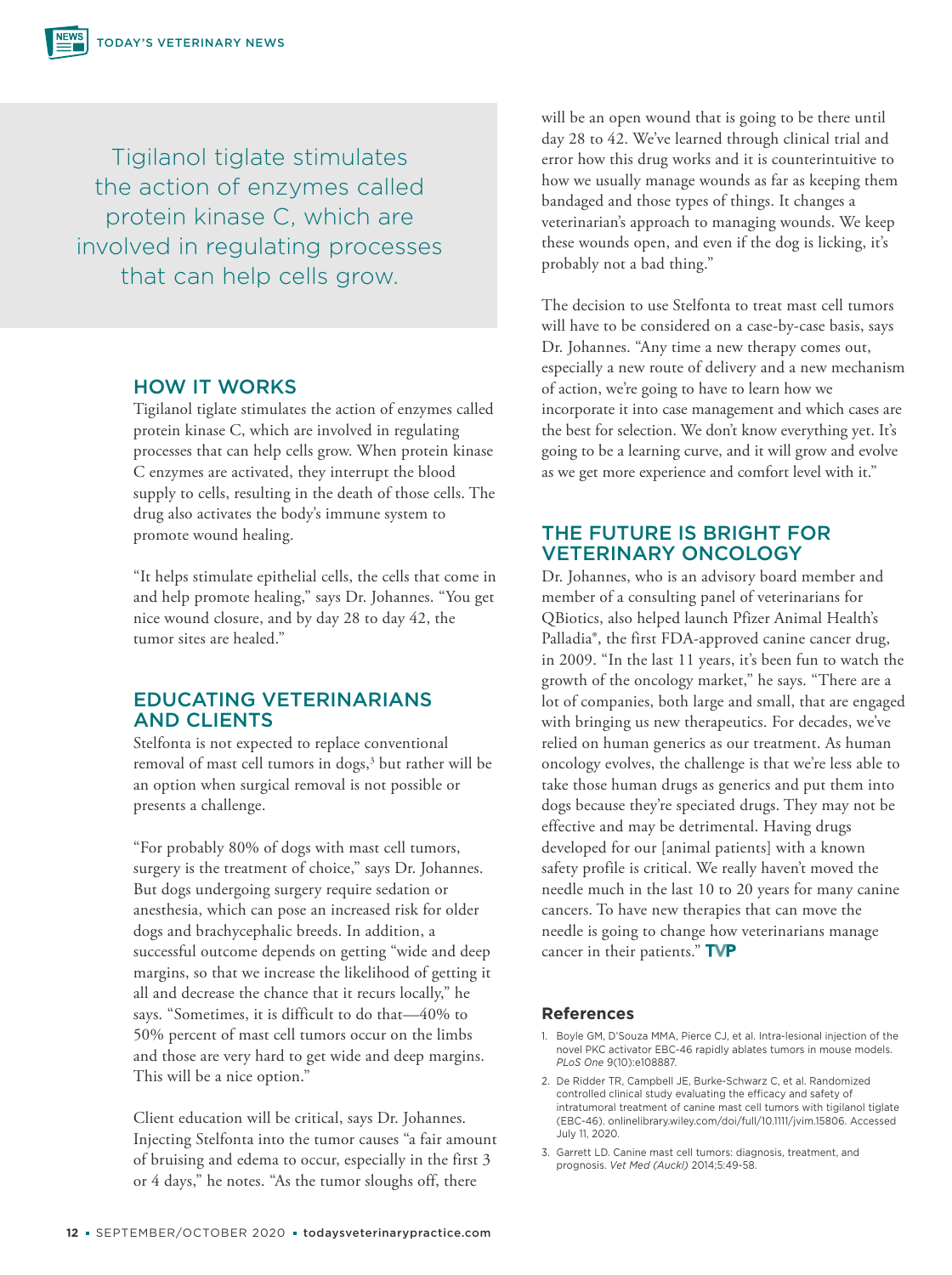Tigilanol tiglate stimulates the action of enzymes called protein kinase C, which are involved in regulating processes that can help cells grow.

## HOW IT WORKS

Tigilanol tiglate stimulates the action of enzymes called protein kinase C, which are involved in regulating processes that can help cells grow. When protein kinase C enzymes are activated, they interrupt the blood supply to cells, resulting in the death of those cells. The drug also activates the body's immune system to promote wound healing.

"It helps stimulate epithelial cells, the cells that come in and help promote healing," says Dr. Johannes. "You get nice wound closure, and by day 28 to day 42, the tumor sites are healed."

## EDUCATING VETERINARIANS AND CLIENTS

Stelfonta is not expected to replace conventional removal of mast cell tumors in dogs,[3] but rather will be an option when surgical removal is not possible or presents a challenge.

"For probably 80% of dogs with mast cell tumors, surgery is the treatment of choice," says Dr. Johannes. But dogs undergoing surgery require sedation or anesthesia, which can pose an increased risk for older dogs and brachycephalic breeds. In addition, a successful outcome depends on getting "wide and deep margins, so that we increase the likelihood of getting it all and decrease the chance that it recurs locally," he says. "Sometimes, it is difficult to do that—40% to 50% percent of mast cell tumors occur on the limbs and those are very hard to get wide and deep margins. This will be a nice option."

Client education will be critical, says Dr. Johannes. Injecting Stelfonta into the tumor causes "a fair amount of bruising and edema to occur, especially in the first 3 or 4 days," he notes. "As the tumor sloughs off, there will be an open wound that is going to be there until day 28 to 42. We've learned through clinical trial and error how this drug works and it is counterintuitive to how we usually manage wounds as far as keeping them bandaged and those types of things. It changes a veterinarian's approach to managing wounds. We keep these wounds open, and even if the dog is licking, it's probably not a bad thing."

The decision to use Stelfonta to treat mast cell tumors will have to be considered on a case-by-case basis, says Dr. Johannes. "Any time a new therapy comes out, especially a new route of delivery and a new mechanism of action, we're going to have to learn how we incorporate it into case management and which cases are the best for selection. We don't know everything yet. It's going to be a learning curve, and it will grow and evolve as we get more experience and comfort level with it."

## THE FUTURE IS BRIGHT FOR VETERINARY ONCOLOGY

Dr. Johannes, who is an advisory board member and member of a consulting panel of veterinarians for QBiotics, also helped launch Pfizer Animal Health's Palladia®, the first FDA-approved canine cancer drug, in 2009. "In the last 11 years, it's been fun to watch the growth of the oncology market," he says. "There are a lot of companies, both large and small, that are engaged with bringing us new therapeutics. For decades, we've relied on human generics as our treatment. As human oncology evolves, the challenge is that we're less able to take those human drugs as generics and put them into dogs because they're speciated drugs. They may not be effective and may be detrimental. Having drugs developed for our [animal patients] with a known safety profile is critical. We really haven't moved the needle much in the last 10 to 20 years for many canine cancers. To have new therapies that can move the needle is going to change how veterinarians manage cancer in their patients." **TVP**

### References

1. Boyle GM, D'Souza MMA, Pierce CJ, et al. Intra-lesional injection of the novel PKC activator EBC-46 rapidly ablates tumors in mouse models. *PLoS One* 9(10):e108887.
2. De Ridder TR, Campbell JE, Burke-Schwarz C, et al. Randomized controlled clinical study evaluating the efficacy and safety of intratumoral treatment of canine mast cell tumors with tigilanol tiglate (EBC-46). onlinelibrary.wiley.com/doi/full/10.1111/jvim.15806. Accessed July 11, 2020.
3. Garrett LD. Canine mast cell tumors: diagnosis, treatment, and prognosis. *Vet Med (Auckl)* 2014;5:49-58.